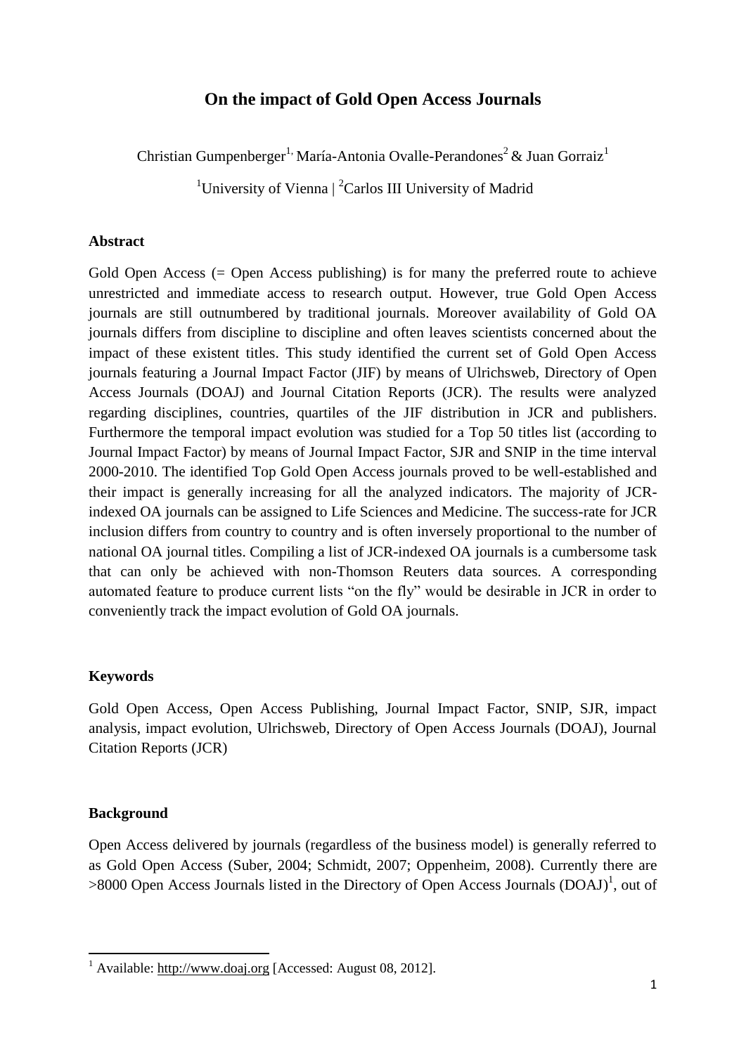# On the impact of Gold Open Access Journals

Christian Gumpenberger[1], María-Antonia Ovalle-Perandones[2] & Juan Gorraiz[1]

[1]University of Vienna | [2]Carlos III University of Madrid

## Abstract

Gold Open Access (= Open Access publishing) is for many the preferred route to achieve unrestricted and immediate access to research output. However, true Gold Open Access journals are still outnumbered by traditional journals. Moreover availability of Gold OA journals differs from discipline to discipline and often leaves scientists concerned about the impact of these existent titles. This study identified the current set of Gold Open Access journals featuring a Journal Impact Factor (JIF) by means of Ulrichsweb, Directory of Open Access Journals (DOAJ) and Journal Citation Reports (JCR). The results were analyzed regarding disciplines, countries, quartiles of the JIF distribution in JCR and publishers. Furthermore the temporal impact evolution was studied for a Top 50 titles list (according to Journal Impact Factor) by means of Journal Impact Factor, SJR and SNIP in the time interval 2000-2010. The identified Top Gold Open Access journals proved to be well-established and their impact is generally increasing for all the analyzed indicators. The majority of JCR-indexed OA journals can be assigned to Life Sciences and Medicine. The success-rate for JCR inclusion differs from country to country and is often inversely proportional to the number of national OA journal titles. Compiling a list of JCR-indexed OA journals is a cumbersome task that can only be achieved with non-Thomson Reuters data sources. A corresponding automated feature to produce current lists "on the fly" would be desirable in JCR in order to conveniently track the impact evolution of Gold OA journals.

## Keywords

Gold Open Access, Open Access Publishing, Journal Impact Factor, SNIP, SJR, impact analysis, impact evolution, Ulrichsweb, Directory of Open Access Journals (DOAJ), Journal Citation Reports (JCR)

## Background

Open Access delivered by journals (regardless of the business model) is generally referred to as Gold Open Access (Suber, 2004; Schmidt, 2007; Oppenheim, 2008). Currently there are >8000 Open Access Journals listed in the Directory of Open Access Journals (DOAJ)[1], out of

[1] Available: http://www.doaj.org [Accessed: August 08, 2012].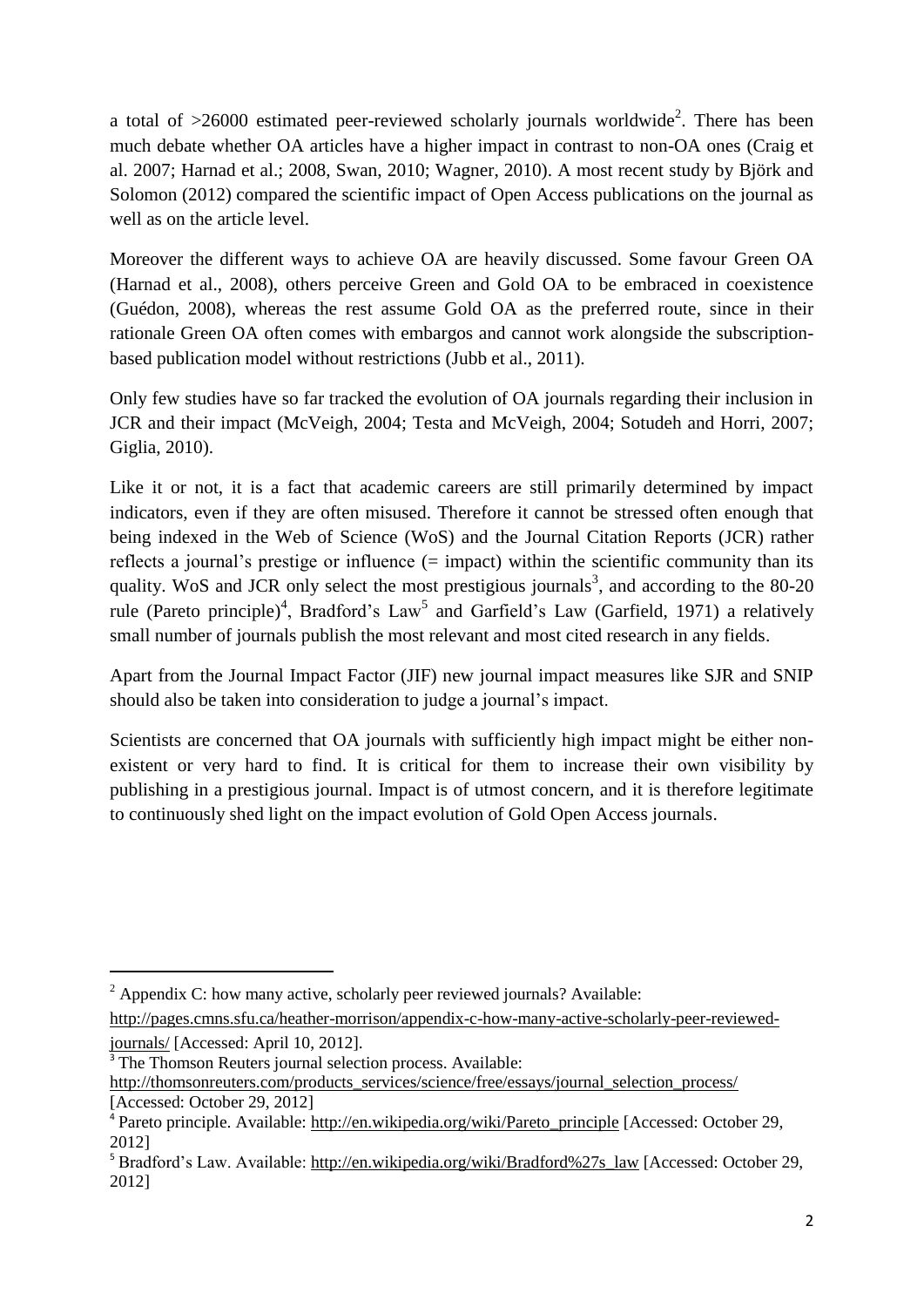a total of >26000 estimated peer-reviewed scholarly journals worldwide[2]. There has been much debate whether OA articles have a higher impact in contrast to non-OA ones (Craig et al. 2007; Harnad et al.; 2008, Swan, 2010; Wagner, 2010). A most recent study by Björk and Solomon (2012) compared the scientific impact of Open Access publications on the journal as well as on the article level.

Moreover the different ways to achieve OA are heavily discussed. Some favour Green OA (Harnad et al., 2008), others perceive Green and Gold OA to be embraced in coexistence (Guédon, 2008), whereas the rest assume Gold OA as the preferred route, since in their rationale Green OA often comes with embargos and cannot work alongside the subscription-based publication model without restrictions (Jubb et al., 2011).

Only few studies have so far tracked the evolution of OA journals regarding their inclusion in JCR and their impact (McVeigh, 2004; Testa and McVeigh, 2004; Sotudeh and Horri, 2007; Giglia, 2010).

Like it or not, it is a fact that academic careers are still primarily determined by impact indicators, even if they are often misused. Therefore it cannot be stressed often enough that being indexed in the Web of Science (WoS) and the Journal Citation Reports (JCR) rather reflects a journal's prestige or influence (= impact) within the scientific community than its quality. WoS and JCR only select the most prestigious journals[3], and according to the 80-20 rule (Pareto principle)[4], Bradford's Law[5] and Garfield's Law (Garfield, 1971) a relatively small number of journals publish the most relevant and most cited research in any fields.

Apart from the Journal Impact Factor (JIF) new journal impact measures like SJR and SNIP should also be taken into consideration to judge a journal's impact.

Scientists are concerned that OA journals with sufficiently high impact might be either non-existent or very hard to find. It is critical for them to increase their own visibility by publishing in a prestigious journal. Impact is of utmost concern, and it is therefore legitimate to continuously shed light on the impact evolution of Gold Open Access journals.

---

[2] Appendix C: how many active, scholarly peer reviewed journals? Available: http://pages.cmns.sfu.ca/heather-morrison/appendix-c-how-many-active-scholarly-peer-reviewed-journals/ [Accessed: April 10, 2012].

[3] The Thomson Reuters journal selection process. Available: http://thomsonreuters.com/products_services/science/free/essays/journal_selection_process/ [Accessed: October 29, 2012]

[4] Pareto principle. Available: http://en.wikipedia.org/wiki/Pareto_principle [Accessed: October 29, 2012]

[5] Bradford's Law. Available: http://en.wikipedia.org/wiki/Bradford%27s_law [Accessed: October 29, 2012]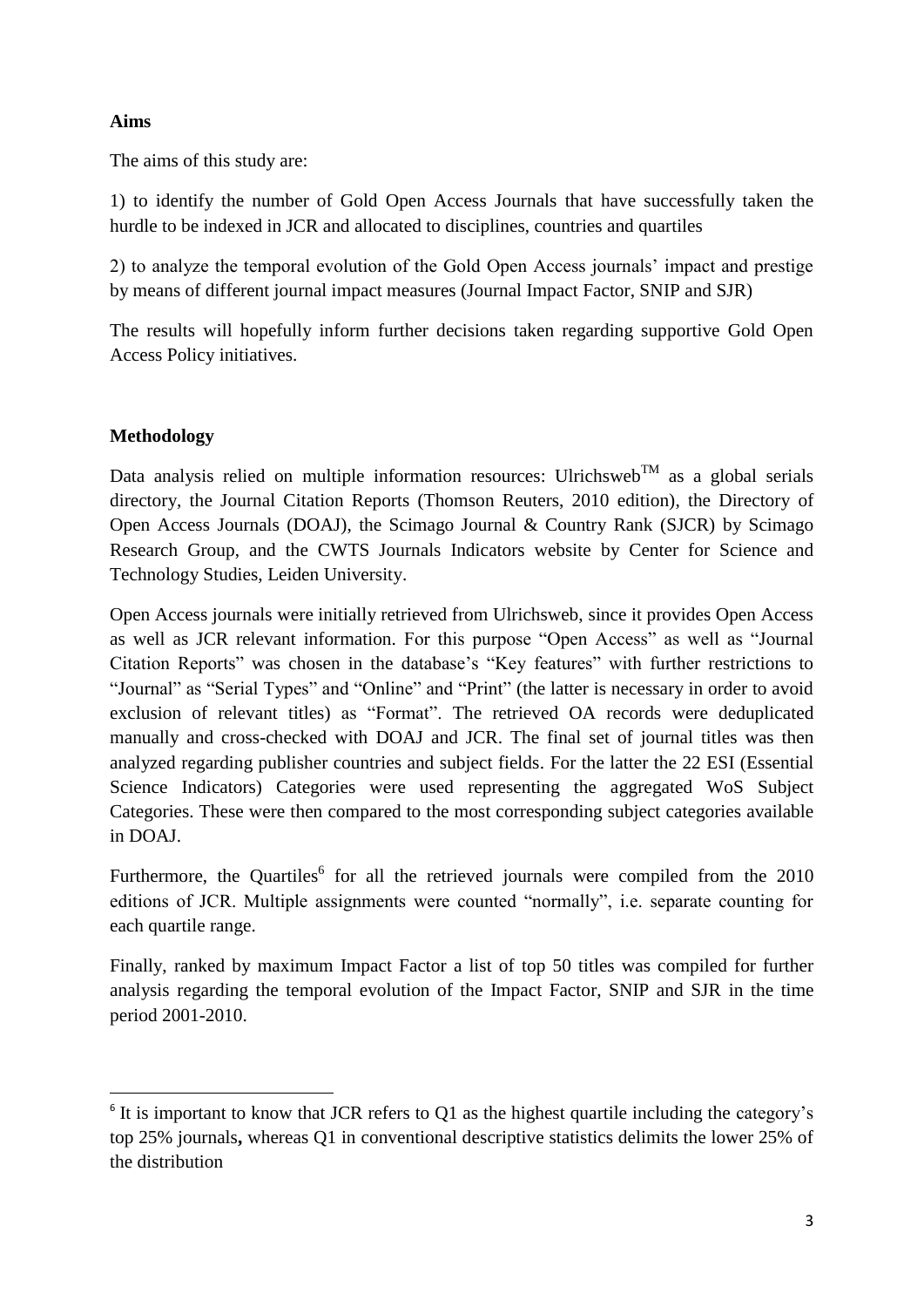**Aims**

The aims of this study are:

1) to identify the number of Gold Open Access Journals that have successfully taken the hurdle to be indexed in JCR and allocated to disciplines, countries and quartiles

2) to analyze the temporal evolution of the Gold Open Access journals' impact and prestige by means of different journal impact measures (Journal Impact Factor, SNIP and SJR)

The results will hopefully inform further decisions taken regarding supportive Gold Open Access Policy initiatives.

**Methodology**

Data analysis relied on multiple information resources: Ulrichsweb™ as a global serials directory, the Journal Citation Reports (Thomson Reuters, 2010 edition), the Directory of Open Access Journals (DOAJ), the Scimago Journal & Country Rank (SJCR) by Scimago Research Group, and the CWTS Journals Indicators website by Center for Science and Technology Studies, Leiden University.

Open Access journals were initially retrieved from Ulrichsweb, since it provides Open Access as well as JCR relevant information. For this purpose "Open Access" as well as "Journal Citation Reports" was chosen in the database's "Key features" with further restrictions to "Journal" as "Serial Types" and "Online" and "Print" (the latter is necessary in order to avoid exclusion of relevant titles) as "Format". The retrieved OA records were deduplicated manually and cross-checked with DOAJ and JCR. The final set of journal titles was then analyzed regarding publisher countries and subject fields. For the latter the 22 ESI (Essential Science Indicators) Categories were used representing the aggregated WoS Subject Categories. These were then compared to the most corresponding subject categories available in DOAJ.

Furthermore, the Quartiles[6] for all the retrieved journals were compiled from the 2010 editions of JCR. Multiple assignments were counted "normally", i.e. separate counting for each quartile range.

Finally, ranked by maximum Impact Factor a list of top 50 titles was compiled for further analysis regarding the temporal evolution of the Impact Factor, SNIP and SJR in the time period 2001-2010.

[6] It is important to know that JCR refers to Q1 as the highest quartile including the category's top 25% journals**,** whereas Q1 in conventional descriptive statistics delimits the lower 25% of the distribution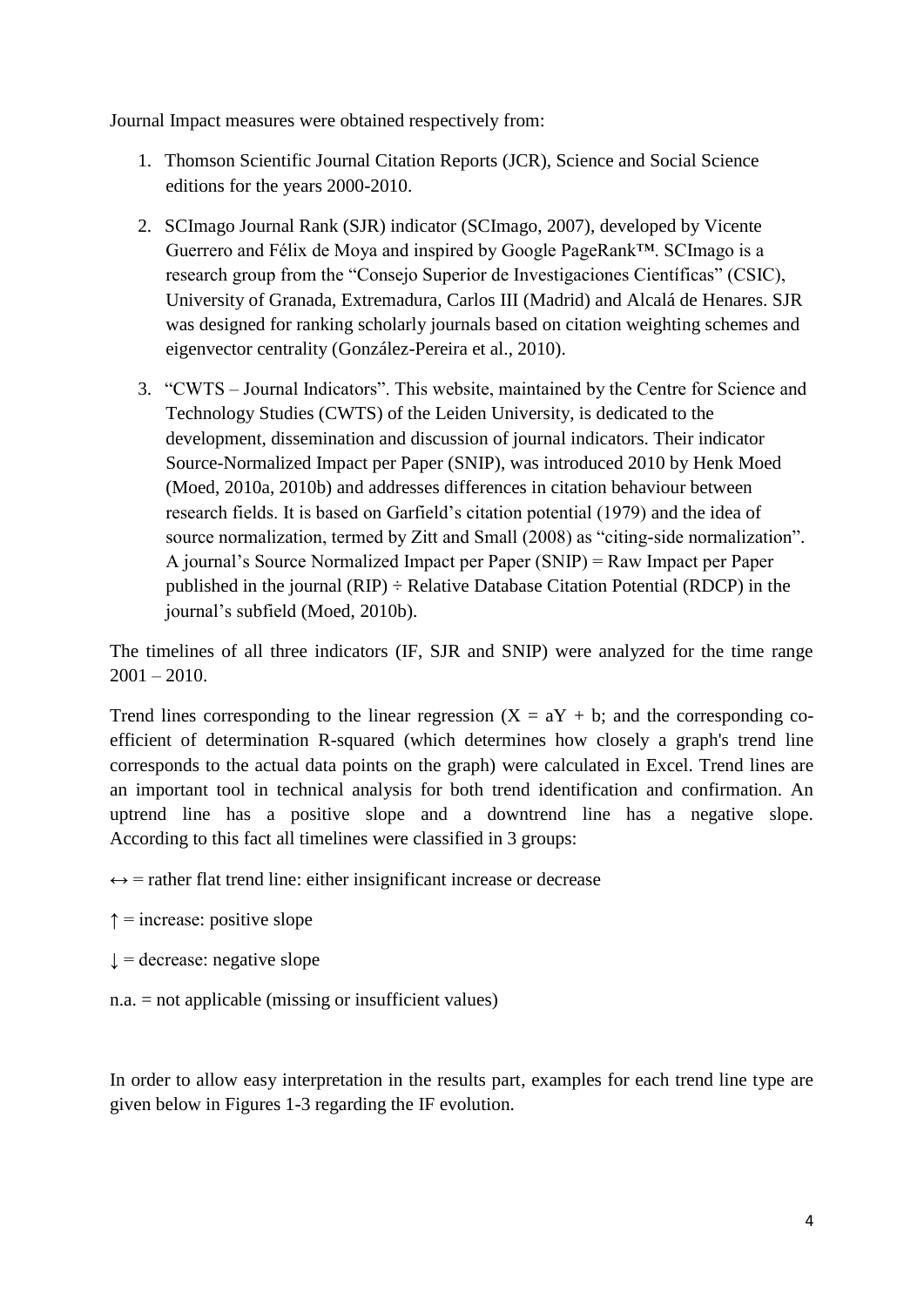Journal Impact measures were obtained respectively from:

1. Thomson Scientific Journal Citation Reports (JCR), Science and Social Science editions for the years 2000-2010.
2. SCImago Journal Rank (SJR) indicator (SCImago, 2007), developed by Vicente Guerrero and Félix de Moya and inspired by Google PageRank™. SCImago is a research group from the "Consejo Superior de Investigaciones Científicas" (CSIC), University of Granada, Extremadura, Carlos III (Madrid) and Alcalá de Henares. SJR was designed for ranking scholarly journals based on citation weighting schemes and eigenvector centrality (González-Pereira et al., 2010).
3. "CWTS – Journal Indicators". This website, maintained by the Centre for Science and Technology Studies (CWTS) of the Leiden University, is dedicated to the development, dissemination and discussion of journal indicators. Their indicator Source-Normalized Impact per Paper (SNIP), was introduced 2010 by Henk Moed (Moed, 2010a, 2010b) and addresses differences in citation behaviour between research fields. It is based on Garfield's citation potential (1979) and the idea of source normalization, termed by Zitt and Small (2008) as "citing-side normalization". A journal's Source Normalized Impact per Paper (SNIP) = Raw Impact per Paper published in the journal (RIP) ÷ Relative Database Citation Potential (RDCP) in the journal's subfield (Moed, 2010b).

The timelines of all three indicators (IF, SJR and SNIP) were analyzed for the time range 2001 – 2010.

Trend lines corresponding to the linear regression ($X = aY + b$; and the corresponding co-efficient of determination R-squared (which determines how closely a graph's trend line corresponds to the actual data points on the graph) were calculated in Excel. Trend lines are an important tool in technical analysis for both trend identification and confirmation. An uptrend line has a positive slope and a downtrend line has a negative slope. According to this fact all timelines were classified in 3 groups:

↔ = rather flat trend line: either insignificant increase or decrease

↑ = increase: positive slope

↓ = decrease: negative slope

n.a. = not applicable (missing or insufficient values)

In order to allow easy interpretation in the results part, examples for each trend line type are given below in Figures 1-3 regarding the IF evolution.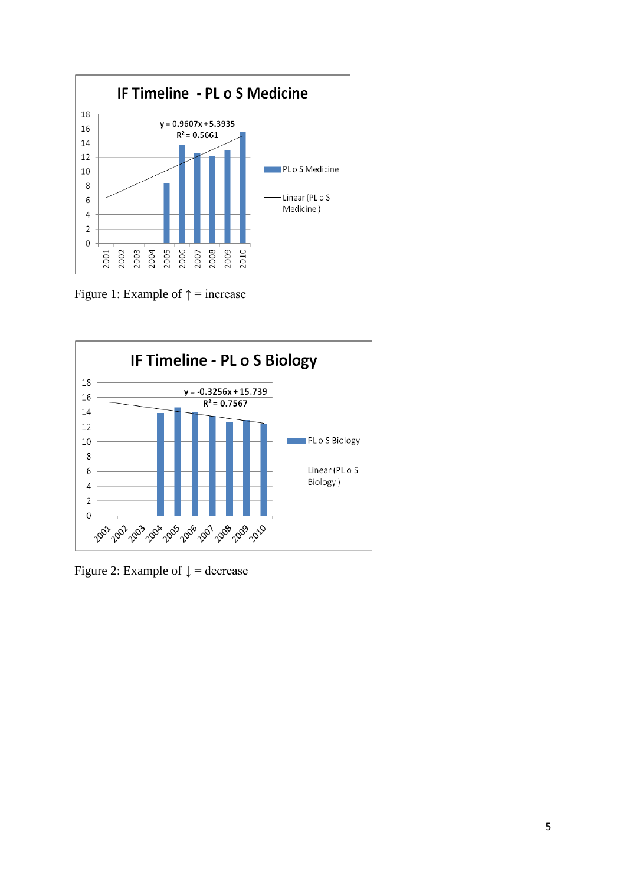Figure 1: Example of ↑ = increase

Figure 2: Example of ↓ = decrease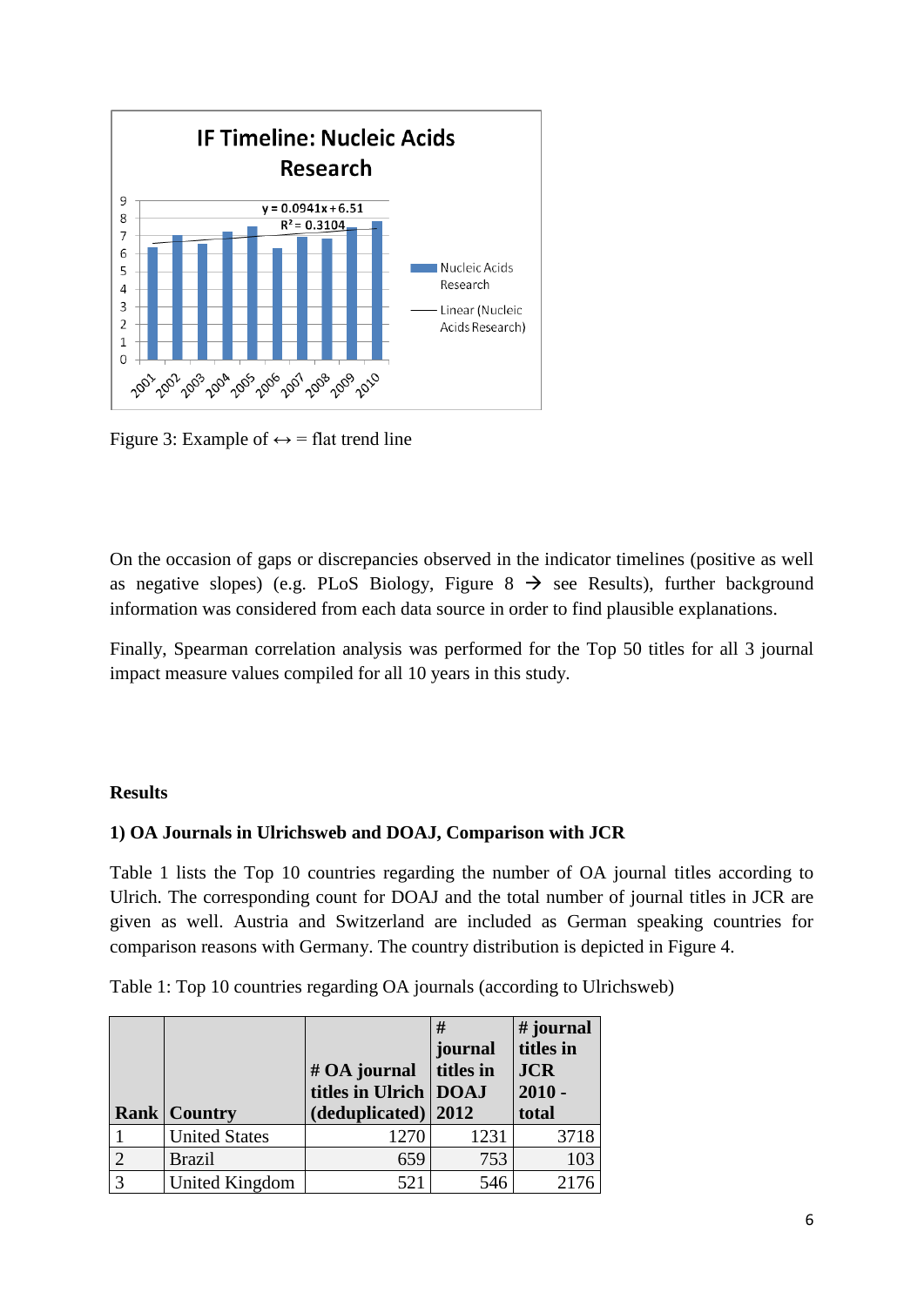Figure 3: Example of ↔ = flat trend line

On the occasion of gaps or discrepancies observed in the indicator timelines (positive as well as negative slopes) (e.g. PLoS Biology, Figure 8 → see Results), further background information was considered from each data source in order to find plausible explanations.

Finally, Spearman correlation analysis was performed for the Top 50 titles for all 3 journal impact measure values compiled for all 10 years in this study.

**Results**

**1) OA Journals in Ulrichsweb and DOAJ, Comparison with JCR**

Table 1 lists the Top 10 countries regarding the number of OA journal titles according to Ulrich. The corresponding count for DOAJ and the total number of journal titles in JCR are given as well. Austria and Switzerland are included as German speaking countries for comparison reasons with Germany. The country distribution is depicted in Figure 4.

Table 1: Top 10 countries regarding OA journals (according to Ulrichsweb)

| Rank | Country | # OA journal titles in Ulrich (deduplicated) | # journal titles in DOAJ 2012 | # journal titles in JCR 2010 - total |
|---|---|---|---|---|
| 1 | United States | 1270 | 1231 | 3718 |
| 2 | Brazil | 659 | 753 | 103 |
| 3 | United Kingdom | 521 | 546 | 2176 |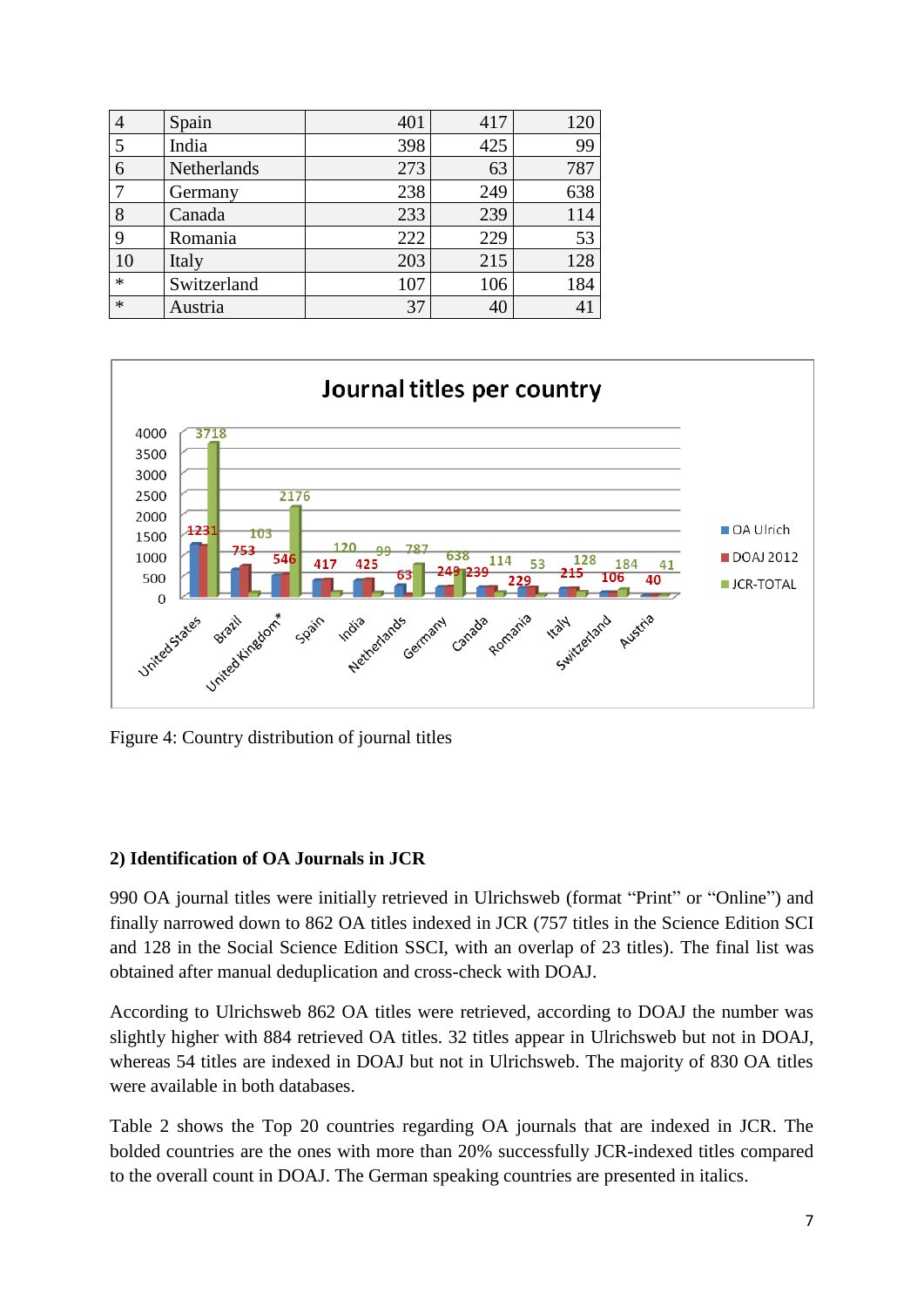| 4 | Spain | 401 | 417 | 120 |
|---|---|---|---|---|
| 5 | India | 398 | 425 | 99 |
| 6 | Netherlands | 273 | 63 | 787 |
| 7 | Germany | 238 | 249 | 638 |
| 8 | Canada | 233 | 239 | 114 |
| 9 | Romania | 222 | 229 | 53 |
| 10 | Italy | 203 | 215 | 128 |
| * | Switzerland | 107 | 106 | 184 |
| * | Austria | 37 | 40 | 41 |

Figure 4: Country distribution of journal titles

**2) Identification of OA Journals in JCR**

990 OA journal titles were initially retrieved in Ulrichsweb (format "Print" or "Online") and finally narrowed down to 862 OA titles indexed in JCR (757 titles in the Science Edition SCI and 128 in the Social Science Edition SSCI, with an overlap of 23 titles). The final list was obtained after manual deduplication and cross-check with DOAJ.

According to Ulrichsweb 862 OA titles were retrieved, according to DOAJ the number was slightly higher with 884 retrieved OA titles. 32 titles appear in Ulrichsweb but not in DOAJ, whereas 54 titles are indexed in DOAJ but not in Ulrichsweb. The majority of 830 OA titles were available in both databases.

Table 2 shows the Top 20 countries regarding OA journals that are indexed in JCR. The bolded countries are the ones with more than 20% successfully JCR-indexed titles compared to the overall count in DOAJ. The German speaking countries are presented in italics.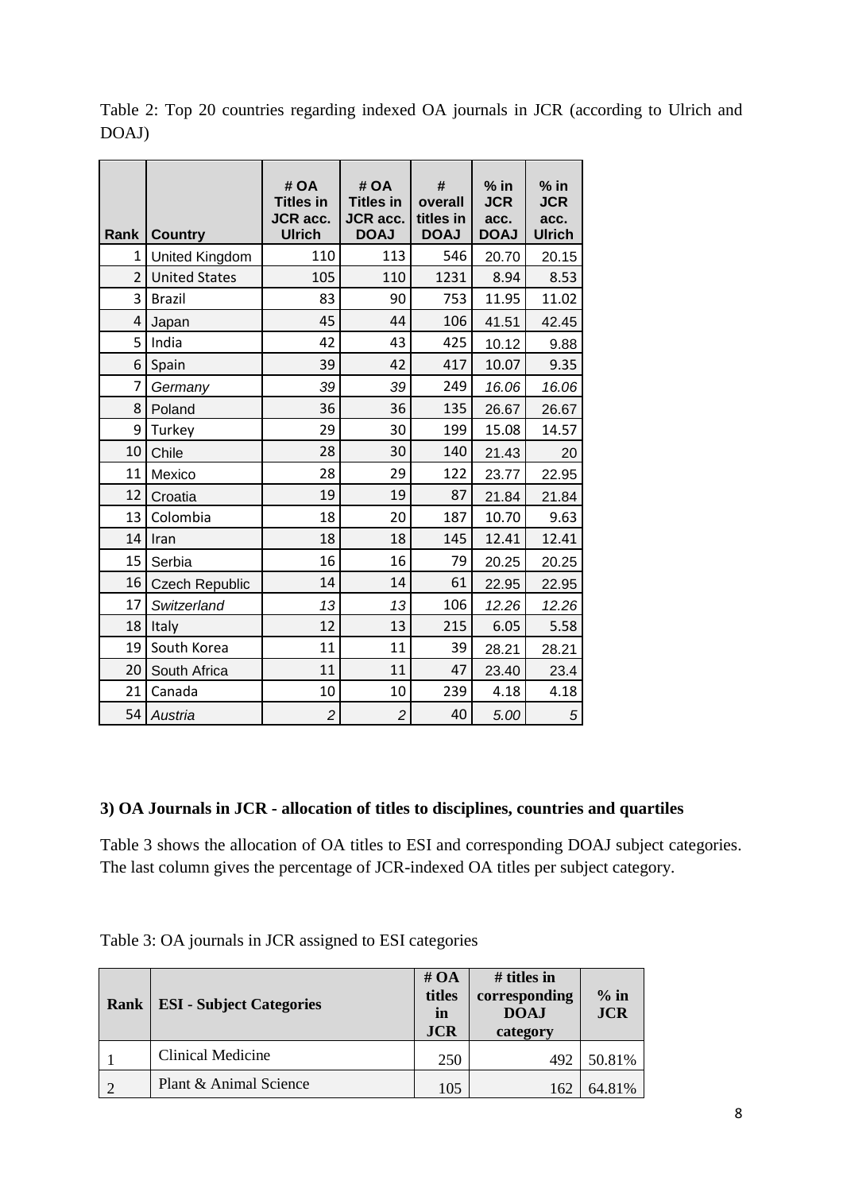Table 2: Top 20 countries regarding indexed OA journals in JCR (according to Ulrich and DOAJ)

| Rank | Country | # OA Titles in JCR acc. Ulrich | # OA Titles in JCR acc. DOAJ | # overall titles in DOAJ | % in JCR acc. DOAJ | % in JCR acc. Ulrich |
|---|---|---|---|---|---|---|
| 1 | United Kingdom | 110 | 113 | 546 | 20.70 | 20.15 |
| 2 | United States | 105 | 110 | 1231 | 8.94 | 8.53 |
| 3 | Brazil | 83 | 90 | 753 | 11.95 | 11.02 |
| 4 | Japan | 45 | 44 | 106 | 41.51 | 42.45 |
| 5 | India | 42 | 43 | 425 | 10.12 | 9.88 |
| 6 | Spain | 39 | 42 | 417 | 10.07 | 9.35 |
| 7 | *Germany* | *39* | *39* | 249 | *16.06* | *16.06* |
| 8 | Poland | 36 | 36 | 135 | 26.67 | 26.67 |
| 9 | Turkey | 29 | 30 | 199 | 15.08 | 14.57 |
| 10 | Chile | 28 | 30 | 140 | 21.43 | 20 |
| 11 | Mexico | 28 | 29 | 122 | 23.77 | 22.95 |
| 12 | Croatia | 19 | 19 | 87 | 21.84 | 21.84 |
| 13 | Colombia | 18 | 20 | 187 | 10.70 | 9.63 |
| 14 | Iran | 18 | 18 | 145 | 12.41 | 12.41 |
| 15 | Serbia | 16 | 16 | 79 | 20.25 | 20.25 |
| 16 | Czech Republic | 14 | 14 | 61 | 22.95 | 22.95 |
| 17 | *Switzerland* | *13* | *13* | 106 | *12.26* | *12.26* |
| 18 | Italy | 12 | 13 | 215 | 6.05 | 5.58 |
| 19 | South Korea | 11 | 11 | 39 | 28.21 | 28.21 |
| 20 | South Africa | 11 | 11 | 47 | 23.40 | 23.4 |
| 21 | Canada | 10 | 10 | 239 | 4.18 | 4.18 |
| 54 | *Austria* | *2* | *2* | 40 | *5.00* | *5* |

### 3) OA Journals in JCR - allocation of titles to disciplines, countries and quartiles

Table 3 shows the allocation of OA titles to ESI and corresponding DOAJ subject categories. The last column gives the percentage of JCR-indexed OA titles per subject category.

Table 3: OA journals in JCR assigned to ESI categories

| Rank | ESI - Subject Categories | # OA titles in JCR | # titles in corresponding DOAJ category | % in JCR |
|---|---|---|---|---|
| 1 | Clinical Medicine | 250 | 492 | 50.81% |
| 2 | Plant & Animal Science | 105 | 162 | 64.81% |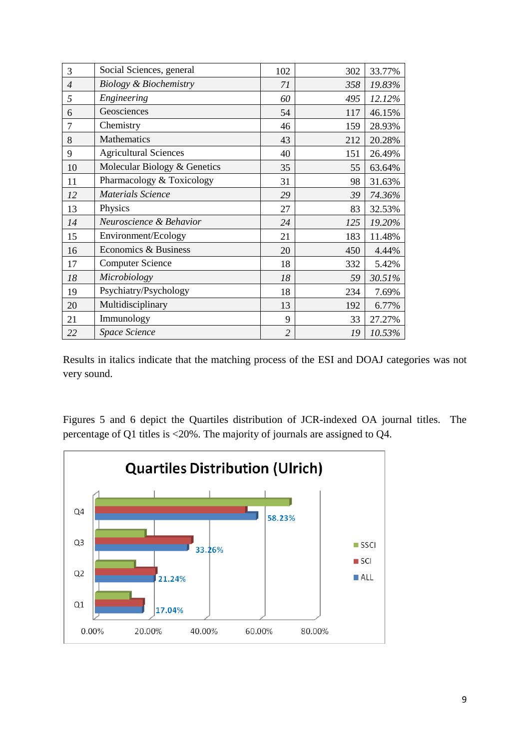| 3 | Social Sciences, general | 102 | 302 | 33.77% |
|---|---|---|---|---|
| *4* | *Biology & Biochemistry* | *71* | *358* | *19.83%* |
| *5* | *Engineering* | *60* | *495* | *12.12%* |
| 6 | Geosciences | 54 | 117 | 46.15% |
| 7 | Chemistry | 46 | 159 | 28.93% |
| 8 | Mathematics | 43 | 212 | 20.28% |
| 9 | Agricultural Sciences | 40 | 151 | 26.49% |
| 10 | Molecular Biology & Genetics | 35 | 55 | 63.64% |
| 11 | Pharmacology & Toxicology | 31 | 98 | 31.63% |
| *12* | *Materials Science* | *29* | *39* | *74.36%* |
| 13 | Physics | 27 | 83 | 32.53% |
| *14* | *Neuroscience & Behavior* | *24* | *125* | *19.20%* |
| 15 | Environment/Ecology | 21 | 183 | 11.48% |
| 16 | Economics & Business | 20 | 450 | 4.44% |
| 17 | Computer Science | 18 | 332 | 5.42% |
| *18* | *Microbiology* | *18* | *59* | *30.51%* |
| 19 | Psychiatry/Psychology | 18 | 234 | 7.69% |
| 20 | Multidisciplinary | 13 | 192 | 6.77% |
| 21 | Immunology | 9 | 33 | 27.27% |
| *22* | *Space Science* | *2* | *19* | *10.53%* |

Results in italics indicate that the matching process of the ESI and DOAJ categories was not very sound.

Figures 5 and 6 depict the Quartiles distribution of JCR-indexed OA journal titles. The percentage of Q1 titles is <20%. The majority of journals are assigned to Q4.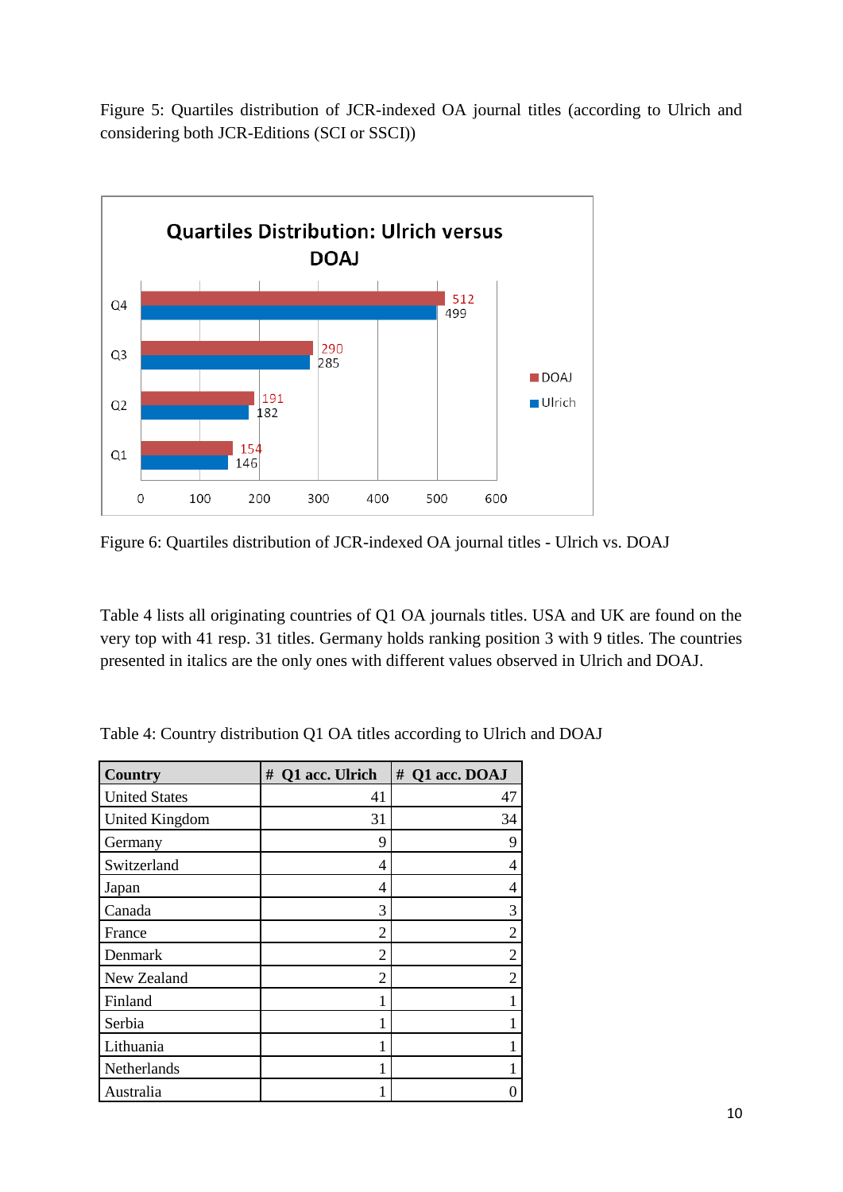Figure 5: Quartiles distribution of JCR-indexed OA journal titles (according to Ulrich and considering both JCR-Editions (SCI or SSCI))

Figure 6: Quartiles distribution of JCR-indexed OA journal titles - Ulrich vs. DOAJ

Table 4 lists all originating countries of Q1 OA journals titles. USA and UK are found on the very top with 41 resp. 31 titles. Germany holds ranking position 3 with 9 titles. The countries presented in italics are the only ones with different values observed in Ulrich and DOAJ.

Table 4: Country distribution Q1 OA titles according to Ulrich and DOAJ

| Country | # Q1 acc. Ulrich | # Q1 acc. DOAJ |
|---|---|---|
| United States | 41 | 47 |
| United Kingdom | 31 | 34 |
| Germany | 9 | 9 |
| Switzerland | 4 | 4 |
| Japan | 4 | 4 |
| Canada | 3 | 3 |
| France | 2 | 2 |
| Denmark | 2 | 2 |
| New Zealand | 2 | 2 |
| Finland | 1 | 1 |
| Serbia | 1 | 1 |
| Lithuania | 1 | 1 |
| Netherlands | 1 | 1 |
| Australia | 1 | 0 |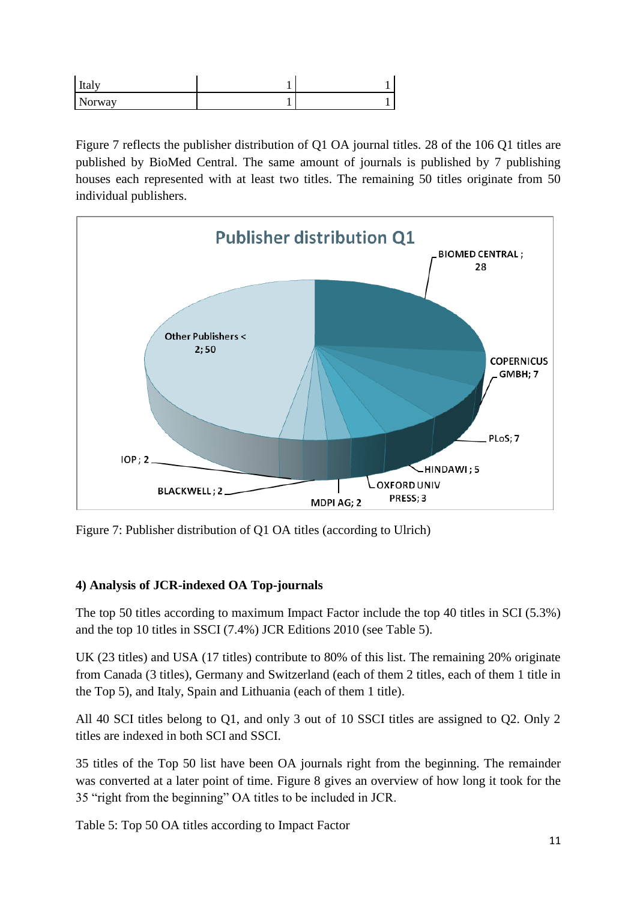| Italy | 1 | 1 |
|---|---|---|
| Norway | 1 | 1 |

Figure 7 reflects the publisher distribution of Q1 OA journal titles. 28 of the 106 Q1 titles are published by BioMed Central. The same amount of journals is published by 7 publishing houses each represented with at least two titles. The remaining 50 titles originate from 50 individual publishers.

Figure 7: Publisher distribution of Q1 OA titles (according to Ulrich)

**4) Analysis of JCR-indexed OA Top-journals**

The top 50 titles according to maximum Impact Factor include the top 40 titles in SCI (5.3%) and the top 10 titles in SSCI (7.4%) JCR Editions 2010 (see Table 5).

UK (23 titles) and USA (17 titles) contribute to 80% of this list. The remaining 20% originate from Canada (3 titles), Germany and Switzerland (each of them 2 titles, each of them 1 title in the Top 5), and Italy, Spain and Lithuania (each of them 1 title).

All 40 SCI titles belong to Q1, and only 3 out of 10 SSCI titles are assigned to Q2. Only 2 titles are indexed in both SCI and SSCI.

35 titles of the Top 50 list have been OA journals right from the beginning. The remainder was converted at a later point of time. Figure 8 gives an overview of how long it took for the 35 "right from the beginning" OA titles to be included in JCR.

Table 5: Top 50 OA titles according to Impact Factor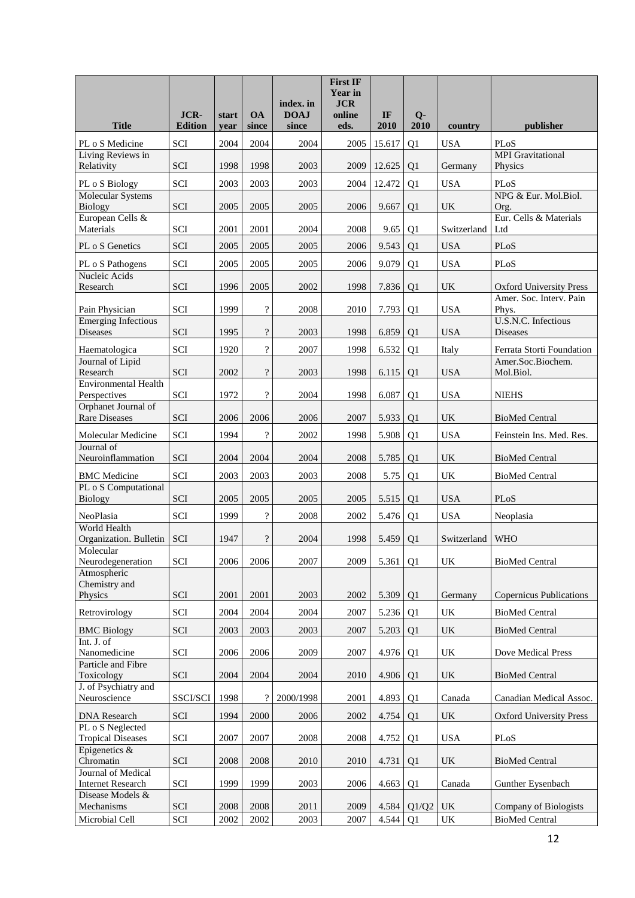| Title | JCR-Edition | start year | OA since | index. in DOAJ since | First IF Year in JCR online eds. | IF 2010 | Q-2010 | country | publisher |
|---|---|---|---|---|---|---|---|---|---|
| PL o S Medicine | SCI | 2004 | 2004 | 2004 | 2005 | 15.617 | Q1 | USA | PLoS |
| Living Reviews in Relativity | SCI | 1998 | 1998 | 2003 | 2009 | 12.625 | Q1 | Germany | MPI Gravitational Physics |
| PL o S Biology | SCI | 2003 | 2003 | 2003 | 2004 | 12.472 | Q1 | USA | PLoS |
| Molecular Systems Biology | SCI | 2005 | 2005 | 2005 | 2006 | 9.667 | Q1 | UK | NPG & Eur. Mol.Biol. Org. |
| European Cells & Materials | SCI | 2001 | 2001 | 2004 | 2008 | 9.65 | Q1 | Switzerland | Eur. Cells & Materials Ltd |
| PL o S Genetics | SCI | 2005 | 2005 | 2005 | 2006 | 9.543 | Q1 | USA | PLoS |
| PL o S Pathogens | SCI | 2005 | 2005 | 2005 | 2006 | 9.079 | Q1 | USA | PLoS |
| Nucleic Acids Research | SCI | 1996 | 2005 | 2002 | 1998 | 7.836 | Q1 | UK | Oxford University Press |
| Pain Physician | SCI | 1999 | ? | 2008 | 2010 | 7.793 | Q1 | USA | Amer. Soc. Interv. Pain Phys. |
| Emerging Infectious Diseases | SCI | 1995 | ? | 2003 | 1998 | 6.859 | Q1 | USA | U.S.N.C. Infectious Diseases |
| Haematologica | SCI | 1920 | ? | 2007 | 1998 | 6.532 | Q1 | Italy | Ferrata Storti Foundation |
| Journal of Lipid Research | SCI | 2002 | ? | 2003 | 1998 | 6.115 | Q1 | USA | Amer.Soc.Biochem. Mol.Biol. |
| Environmental Health Perspectives | SCI | 1972 | ? | 2004 | 1998 | 6.087 | Q1 | USA | NIEHS |
| Orphanet Journal of Rare Diseases | SCI | 2006 | 2006 | 2006 | 2007 | 5.933 | Q1 | UK | BioMed Central |
| Molecular Medicine | SCI | 1994 | ? | 2002 | 1998 | 5.908 | Q1 | USA | Feinstein Ins. Med. Res. |
| Journal of Neuroinflammation | SCI | 2004 | 2004 | 2004 | 2008 | 5.785 | Q1 | UK | BioMed Central |
| BMC Medicine | SCI | 2003 | 2003 | 2003 | 2008 | 5.75 | Q1 | UK | BioMed Central |
| PL o S Computational Biology | SCI | 2005 | 2005 | 2005 | 2005 | 5.515 | Q1 | USA | PLoS |
| NeoPlasia | SCI | 1999 | ? | 2008 | 2002 | 5.476 | Q1 | USA | Neoplasia |
| World Health Organization. Bulletin | SCI | 1947 | ? | 2004 | 1998 | 5.459 | Q1 | Switzerland | WHO |
| Molecular Neurodegeneration | SCI | 2006 | 2006 | 2007 | 2009 | 5.361 | Q1 | UK | BioMed Central |
| Atmospheric Chemistry and Physics | SCI | 2001 | 2001 | 2003 | 2002 | 5.309 | Q1 | Germany | Copernicus Publications |
| Retrovirology | SCI | 2004 | 2004 | 2004 | 2007 | 5.236 | Q1 | UK | BioMed Central |
| BMC Biology | SCI | 2003 | 2003 | 2003 | 2007 | 5.203 | Q1 | UK | BioMed Central |
| Int. J. of Nanomedicine | SCI | 2006 | 2006 | 2009 | 2007 | 4.976 | Q1 | UK | Dove Medical Press |
| Particle and Fibre Toxicology | SCI | 2004 | 2004 | 2004 | 2010 | 4.906 | Q1 | UK | BioMed Central |
| J. of Psychiatry and Neuroscience | SSCI/SCI | 1998 | ? | 2000/1998 | 2001 | 4.893 | Q1 | Canada | Canadian Medical Assoc. |
| DNA Research | SCI | 1994 | 2000 | 2006 | 2002 | 4.754 | Q1 | UK | Oxford University Press |
| PL o S Neglected Tropical Diseases | SCI | 2007 | 2007 | 2008 | 2008 | 4.752 | Q1 | USA | PLoS |
| Epigenetics & Chromatin | SCI | 2008 | 2008 | 2010 | 2010 | 4.731 | Q1 | UK | BioMed Central |
| Journal of Medical Internet Research | SCI | 1999 | 1999 | 2003 | 2006 | 4.663 | Q1 | Canada | Gunther Eysenbach |
| Disease Models & Mechanisms | SCI | 2008 | 2008 | 2011 | 2009 | 4.584 | Q1/Q2 | UK | Company of Biologists |
| Microbial Cell | SCI | 2002 | 2002 | 2003 | 2007 | 4.544 | Q1 | UK | BioMed Central |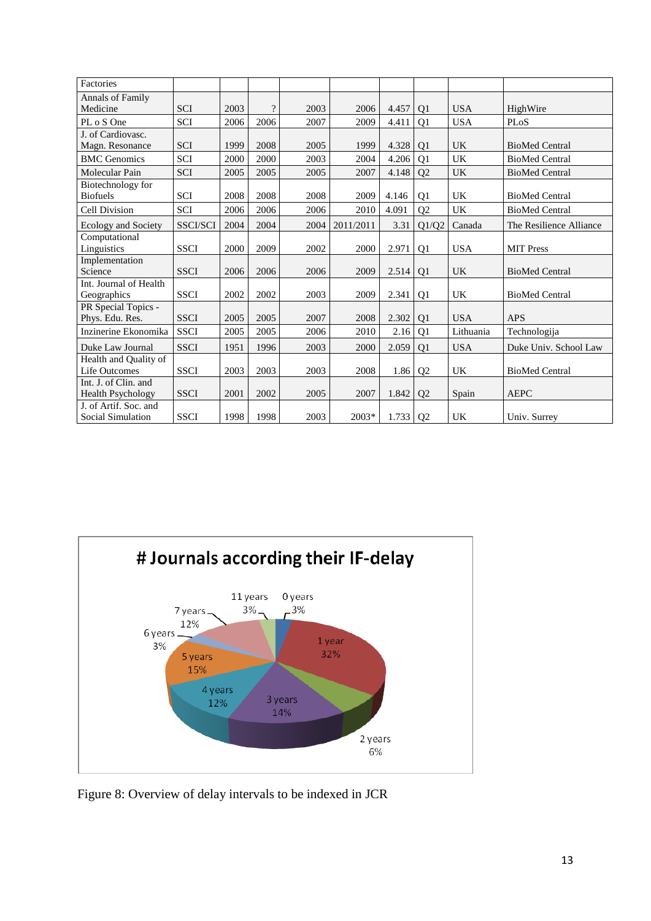| | | | | | | | | | |
|---|---|---|---|---|---|---|---|---|---|
| Factories | | | | | | | | | |
| Annals of Family Medicine | SCI | 2003 | ? | 2003 | 2006 | 4.457 | Q1 | USA | HighWire |
| PL o S One | SCI | 2006 | 2006 | 2007 | 2009 | 4.411 | Q1 | USA | PLoS |
| J. of Cardiovasc. Magn. Resonance | SCI | 1999 | 2008 | 2005 | 1999 | 4.328 | Q1 | UK | BioMed Central |
| BMC Genomics | SCI | 2000 | 2000 | 2003 | 2004 | 4.206 | Q1 | UK | BioMed Central |
| Molecular Pain | SCI | 2005 | 2005 | 2005 | 2007 | 4.148 | Q2 | UK | BioMed Central |
| Biotechnology for Biofuels | SCI | 2008 | 2008 | 2008 | 2009 | 4.146 | Q1 | UK | BioMed Central |
| Cell Division | SCI | 2006 | 2006 | 2006 | 2010 | 4.091 | Q2 | UK | BioMed Central |
| Ecology and Society | SSCI/SCI | 2004 | 2004 | 2004 | 2011/2011 | 3.31 | Q1/Q2 | Canada | The Resilience Alliance |
| Computational Linguistics | SSCI | 2000 | 2009 | 2002 | 2000 | 2.971 | Q1 | USA | MIT Press |
| Implementation Science | SSCI | 2006 | 2006 | 2006 | 2009 | 2.514 | Q1 | UK | BioMed Central |
| Int. Journal of Health Geographics | SSCI | 2002 | 2002 | 2003 | 2009 | 2.341 | Q1 | UK | BioMed Central |
| PR Special Topics - Phys. Edu. Res. | SSCI | 2005 | 2005 | 2007 | 2008 | 2.302 | Q1 | USA | APS |
| Inzinerine Ekonomika | SSCI | 2005 | 2005 | 2006 | 2010 | 2.16 | Q1 | Lithuania | Technologija |
| Duke Law Journal | SSCI | 1951 | 1996 | 2003 | 2000 | 2.059 | Q1 | USA | Duke Univ. School Law |
| Health and Quality of Life Outcomes | SSCI | 2003 | 2003 | 2003 | 2008 | 1.86 | Q2 | UK | BioMed Central |
| Int. J. of Clin. and Health Psychology | SSCI | 2001 | 2002 | 2005 | 2007 | 1.842 | Q2 | Spain | AEPC |
| J. of Artif. Soc. and Social Simulation | SSCI | 1998 | 1998 | 2003 | 2003* | 1.733 | Q2 | UK | Univ. Surrey |

# Journals according their IF-delay

| IF-delay | Share |
|---|---|
| 0 years | 3% |
| 1 year | 32% |
| 2 years | 6% |
| 3 years | 14% |
| 4 years | 12% |
| 5 years | 15% |
| 6 years | 3% |
| 7 years | 12% |
| 11 years | 3% |

Figure 8: Overview of delay intervals to be indexed in JCR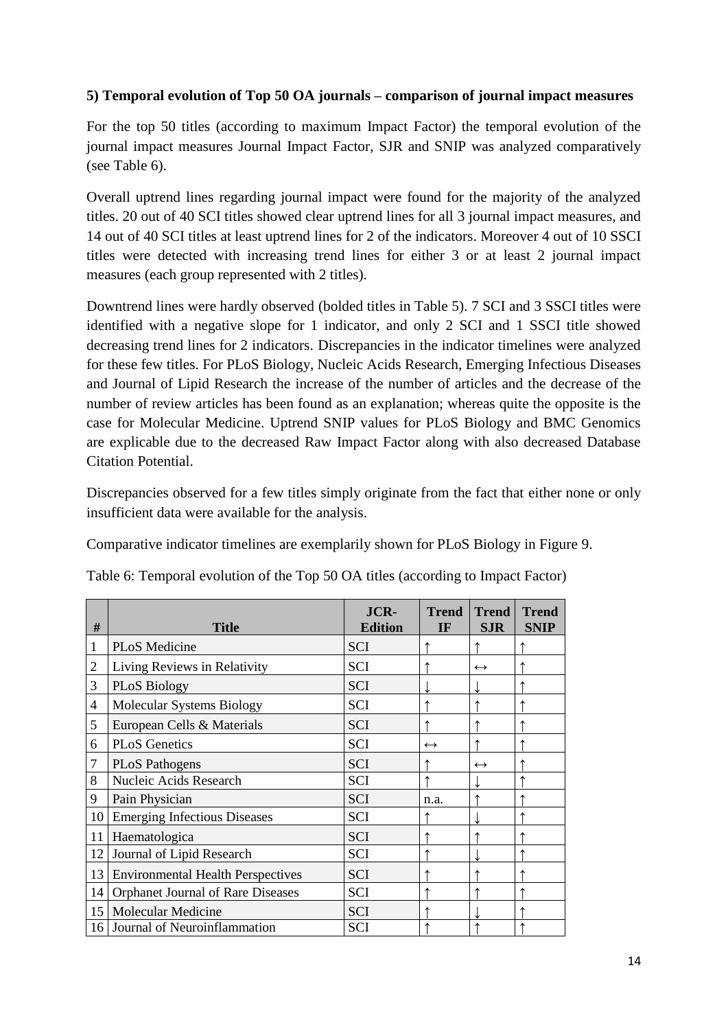**5) Temporal evolution of Top 50 OA journals – comparison of journal impact measures**

For the top 50 titles (according to maximum Impact Factor) the temporal evolution of the journal impact measures Journal Impact Factor, SJR and SNIP was analyzed comparatively (see Table 6).

Overall uptrend lines regarding journal impact were found for the majority of the analyzed titles. 20 out of 40 SCI titles showed clear uptrend lines for all 3 journal impact measures, and 14 out of 40 SCI titles at least uptrend lines for 2 of the indicators. Moreover 4 out of 10 SSCI titles were detected with increasing trend lines for either 3 or at least 2 journal impact measures (each group represented with 2 titles).

Downtrend lines were hardly observed (bolded titles in Table 5). 7 SCI and 3 SSCI titles were identified with a negative slope for 1 indicator, and only 2 SCI and 1 SSCI title showed decreasing trend lines for 2 indicators. Discrepancies in the indicator timelines were analyzed for these few titles. For PLoS Biology, Nucleic Acids Research, Emerging Infectious Diseases and Journal of Lipid Research the increase of the number of articles and the decrease of the number of review articles has been found as an explanation; whereas quite the opposite is the case for Molecular Medicine. Uptrend SNIP values for PLoS Biology and BMC Genomics are explicable due to the decreased Raw Impact Factor along with also decreased Database Citation Potential.

Discrepancies observed for a few titles simply originate from the fact that either none or only insufficient data were available for the analysis.

Comparative indicator timelines are exemplarily shown for PLoS Biology in Figure 9.

Table 6: Temporal evolution of the Top 50 OA titles (according to Impact Factor)

| # | Title | JCR-Edition | Trend IF | Trend SJR | Trend SNIP |
|---|---|---|---|---|---|
| 1 | PLoS Medicine | SCI | ↑ | ↑ | ↑ |
| 2 | Living Reviews in Relativity | SCI | ↑ | ↔ | ↑ |
| 3 | PLoS Biology | SCI | ↓ | ↓ | ↑ |
| 4 | Molecular Systems Biology | SCI | ↑ | ↑ | ↑ |
| 5 | European Cells & Materials | SCI | ↑ | ↑ | ↑ |
| 6 | PLoS Genetics | SCI | ↔ | ↑ | ↑ |
| 7 | PLoS Pathogens | SCI | ↑ | ↔ | ↑ |
| 8 | Nucleic Acids Research | SCI | ↑ | ↓ | ↑ |
| 9 | Pain Physician | SCI | n.a. | ↑ | ↑ |
| 10 | Emerging Infectious Diseases | SCI | ↑ | ↓ | ↑ |
| 11 | Haematologica | SCI | ↑ | ↑ | ↑ |
| 12 | Journal of Lipid Research | SCI | ↑ | ↓ | ↑ |
| 13 | Environmental Health Perspectives | SCI | ↑ | ↑ | ↑ |
| 14 | Orphanet Journal of Rare Diseases | SCI | ↑ | ↑ | ↑ |
| 15 | Molecular Medicine | SCI | ↑ | ↓ | ↑ |
| 16 | Journal of Neuroinflammation | SCI | ↑ | ↑ | ↑ |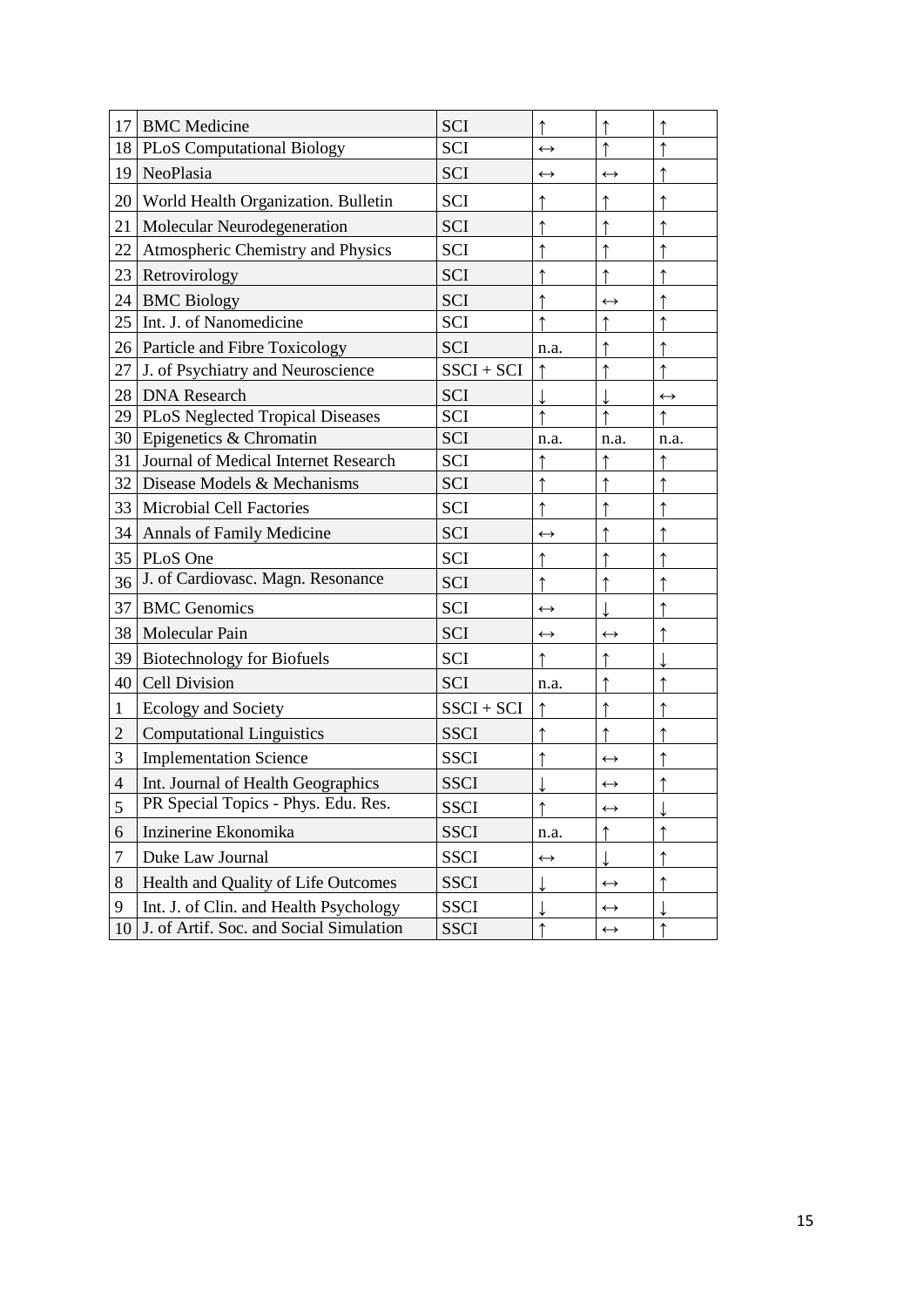| | | | | | |
|---|---|---|---|---|---|
| 17 | BMC Medicine | SCI | ↑ | ↑ | ↑ |
| 18 | PLoS Computational Biology | SCI | ↔ | ↑ | ↑ |
| 19 | NeoPlasia | SCI | ↔ | ↔ | ↑ |
| 20 | World Health Organization. Bulletin | SCI | ↑ | ↑ | ↑ |
| 21 | Molecular Neurodegeneration | SCI | ↑ | ↑ | ↑ |
| 22 | Atmospheric Chemistry and Physics | SCI | ↑ | ↑ | ↑ |
| 23 | Retrovirology | SCI | ↑ | ↑ | ↑ |
| 24 | BMC Biology | SCI | ↑ | ↔ | ↑ |
| 25 | Int. J. of Nanomedicine | SCI | ↑ | ↑ | ↑ |
| 26 | Particle and Fibre Toxicology | SCI | n.a. | ↑ | ↑ |
| 27 | J. of Psychiatry and Neuroscience | SSCI + SCI | ↑ | ↑ | ↑ |
| 28 | DNA Research | SCI | ↓ | ↓ | ↔ |
| 29 | PLoS Neglected Tropical Diseases | SCI | ↑ | ↑ | ↑ |
| 30 | Epigenetics & Chromatin | SCI | n.a. | n.a. | n.a. |
| 31 | Journal of Medical Internet Research | SCI | ↑ | ↑ | ↑ |
| 32 | Disease Models & Mechanisms | SCI | ↑ | ↑ | ↑ |
| 33 | Microbial Cell Factories | SCI | ↑ | ↑ | ↑ |
| 34 | Annals of Family Medicine | SCI | ↔ | ↑ | ↑ |
| 35 | PLoS One | SCI | ↑ | ↑ | ↑ |
| 36 | J. of Cardiovasc. Magn. Resonance | SCI | ↑ | ↑ | ↑ |
| 37 | BMC Genomics | SCI | ↔ | ↓ | ↑ |
| 38 | Molecular Pain | SCI | ↔ | ↔ | ↑ |
| 39 | Biotechnology for Biofuels | SCI | ↑ | ↑ | ↓ |
| 40 | Cell Division | SCI | n.a. | ↑ | ↑ |
| 1 | Ecology and Society | SSCI + SCI | ↑ | ↑ | ↑ |
| 2 | Computational Linguistics | SSCI | ↑ | ↑ | ↑ |
| 3 | Implementation Science | SSCI | ↑ | ↔ | ↑ |
| 4 | Int. Journal of Health Geographics | SSCI | ↓ | ↔ | ↑ |
| 5 | PR Special Topics - Phys. Edu. Res. | SSCI | ↑ | ↔ | ↓ |
| 6 | Inzinerine Ekonomika | SSCI | n.a. | ↑ | ↑ |
| 7 | Duke Law Journal | SSCI | ↔ | ↓ | ↑ |
| 8 | Health and Quality of Life Outcomes | SSCI | ↓ | ↔ | ↑ |
| 9 | Int. J. of Clin. and Health Psychology | SSCI | ↓ | ↔ | ↓ |
| 10 | J. of Artif. Soc. and Social Simulation | SSCI | ↑ | ↔ | ↑ |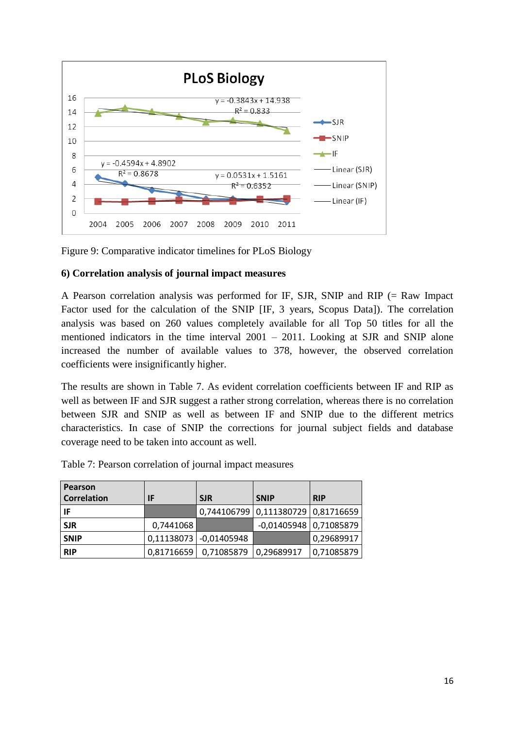Figure 9: Comparative indicator timelines for PLoS Biology

### 6) Correlation analysis of journal impact measures

A Pearson correlation analysis was performed for IF, SJR, SNIP and RIP (= Raw Impact Factor used for the calculation of the SNIP [IF, 3 years, Scopus Data]). The correlation analysis was based on 260 values completely available for all Top 50 titles for all the mentioned indicators in the time interval 2001 – 2011. Looking at SJR and SNIP alone increased the number of available values to 378, however, the observed correlation coefficients were insignificantly higher.

The results are shown in Table 7. As evident correlation coefficients between IF and RIP as well as between IF and SJR suggest a rather strong correlation, whereas there is no correlation between SJR and SNIP as well as between IF and SNIP due to the different metrics characteristics. In case of SNIP the corrections for journal subject fields and database coverage need to be taken into account as well.

Table 7: Pearson correlation of journal impact measures

| Pearson Correlation | IF | SJR | SNIP | RIP |
|---|---|---|---|---|
| IF | | 0,744106799 | 0,111380729 | 0,81716659 |
| SJR | 0,7441068 | | -0,01405948 | 0,71085879 |
| SNIP | 0,11138073 | -0,01405948 | | 0,29689917 |
| RIP | 0,81716659 | 0,71085879 | 0,29689917 | 0,71085879 |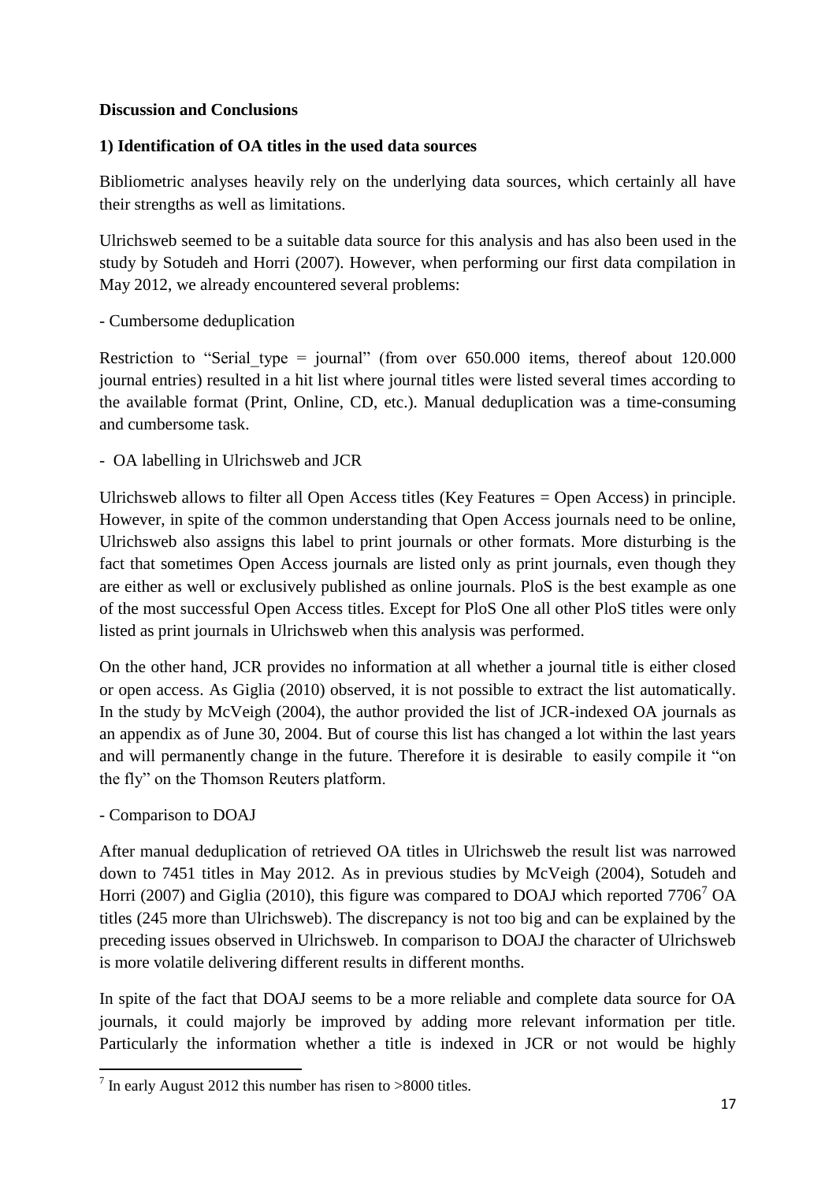## Discussion and Conclusions

### 1) Identification of OA titles in the used data sources

Bibliometric analyses heavily rely on the underlying data sources, which certainly all have their strengths as well as limitations.

Ulrichsweb seemed to be a suitable data source for this analysis and has also been used in the study by Sotudeh and Horri (2007). However, when performing our first data compilation in May 2012, we already encountered several problems:

- Cumbersome deduplication

Restriction to "Serial_type = journal" (from over 650.000 items, thereof about 120.000 journal entries) resulted in a hit list where journal titles were listed several times according to the available format (Print, Online, CD, etc.). Manual deduplication was a time-consuming and cumbersome task.

- OA labelling in Ulrichsweb and JCR

Ulrichsweb allows to filter all Open Access titles (Key Features = Open Access) in principle. However, in spite of the common understanding that Open Access journals need to be online, Ulrichsweb also assigns this label to print journals or other formats. More disturbing is the fact that sometimes Open Access journals are listed only as print journals, even though they are either as well or exclusively published as online journals. PloS is the best example as one of the most successful Open Access titles. Except for PloS One all other PloS titles were only listed as print journals in Ulrichsweb when this analysis was performed.

On the other hand, JCR provides no information at all whether a journal title is either closed or open access. As Giglia (2010) observed, it is not possible to extract the list automatically. In the study by McVeigh (2004), the author provided the list of JCR-indexed OA journals as an appendix as of June 30, 2004. But of course this list has changed a lot within the last years and will permanently change in the future. Therefore it is desirable to easily compile it "on the fly" on the Thomson Reuters platform.

- Comparison to DOAJ

After manual deduplication of retrieved OA titles in Ulrichsweb the result list was narrowed down to 7451 titles in May 2012. As in previous studies by McVeigh (2004), Sotudeh and Horri (2007) and Giglia (2010), this figure was compared to DOAJ which reported 7706[7] OA titles (245 more than Ulrichsweb). The discrepancy is not too big and can be explained by the preceding issues observed in Ulrichsweb. In comparison to DOAJ the character of Ulrichsweb is more volatile delivering different results in different months.

In spite of the fact that DOAJ seems to be a more reliable and complete data source for OA journals, it could majorly be improved by adding more relevant information per title. Particularly the information whether a title is indexed in JCR or not would be highly

[7] In early August 2012 this number has risen to >8000 titles.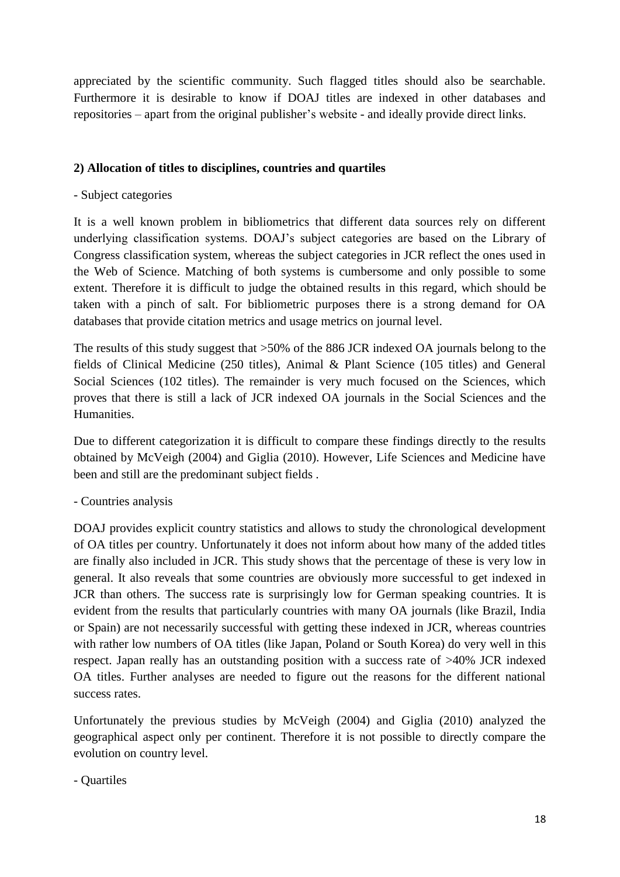appreciated by the scientific community. Such flagged titles should also be searchable. Furthermore it is desirable to know if DOAJ titles are indexed in other databases and repositories – apart from the original publisher's website - and ideally provide direct links.

**2) Allocation of titles to disciplines, countries and quartiles**

- Subject categories

It is a well known problem in bibliometrics that different data sources rely on different underlying classification systems. DOAJ's subject categories are based on the Library of Congress classification system, whereas the subject categories in JCR reflect the ones used in the Web of Science. Matching of both systems is cumbersome and only possible to some extent. Therefore it is difficult to judge the obtained results in this regard, which should be taken with a pinch of salt. For bibliometric purposes there is a strong demand for OA databases that provide citation metrics and usage metrics on journal level.

The results of this study suggest that >50% of the 886 JCR indexed OA journals belong to the fields of Clinical Medicine (250 titles), Animal & Plant Science (105 titles) and General Social Sciences (102 titles). The remainder is very much focused on the Sciences, which proves that there is still a lack of JCR indexed OA journals in the Social Sciences and the Humanities.

Due to different categorization it is difficult to compare these findings directly to the results obtained by McVeigh (2004) and Giglia (2010). However, Life Sciences and Medicine have been and still are the predominant subject fields .

- Countries analysis

DOAJ provides explicit country statistics and allows to study the chronological development of OA titles per country. Unfortunately it does not inform about how many of the added titles are finally also included in JCR. This study shows that the percentage of these is very low in general. It also reveals that some countries are obviously more successful to get indexed in JCR than others. The success rate is surprisingly low for German speaking countries. It is evident from the results that particularly countries with many OA journals (like Brazil, India or Spain) are not necessarily successful with getting these indexed in JCR, whereas countries with rather low numbers of OA titles (like Japan, Poland or South Korea) do very well in this respect. Japan really has an outstanding position with a success rate of >40% JCR indexed OA titles. Further analyses are needed to figure out the reasons for the different national success rates.

Unfortunately the previous studies by McVeigh (2004) and Giglia (2010) analyzed the geographical aspect only per continent. Therefore it is not possible to directly compare the evolution on country level.

- Quartiles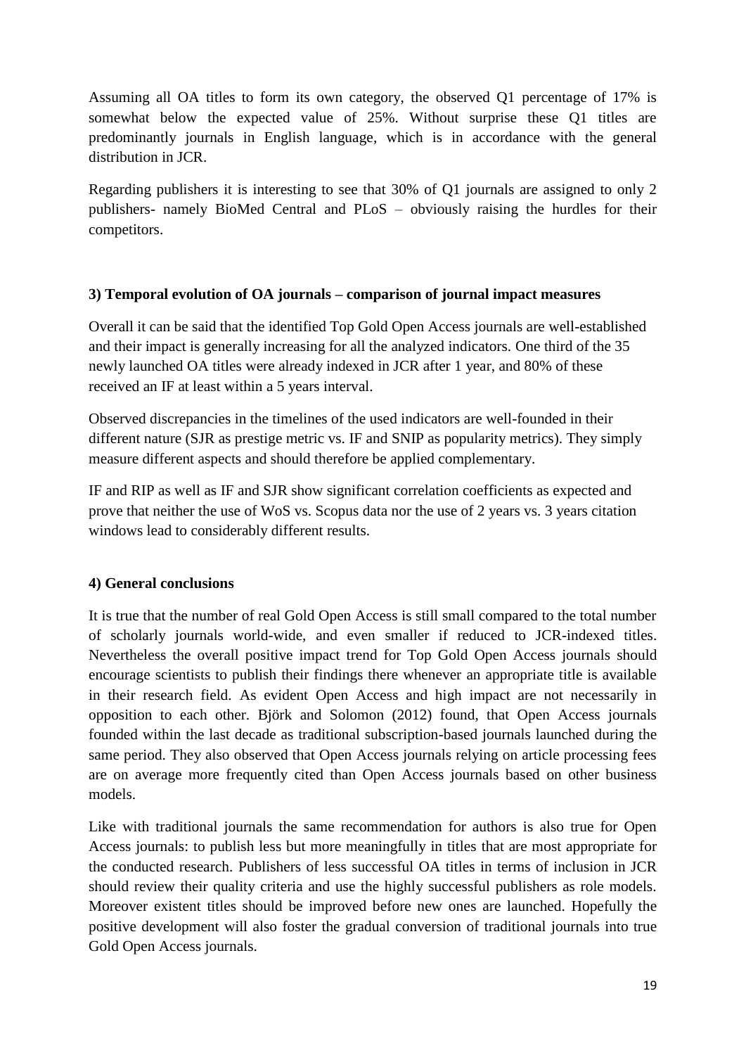Assuming all OA titles to form its own category, the observed Q1 percentage of 17% is somewhat below the expected value of 25%. Without surprise these Q1 titles are predominantly journals in English language, which is in accordance with the general distribution in JCR.

Regarding publishers it is interesting to see that 30% of Q1 journals are assigned to only 2 publishers- namely BioMed Central and PLoS – obviously raising the hurdles for their competitors.

**3) Temporal evolution of OA journals – comparison of journal impact measures**

Overall it can be said that the identified Top Gold Open Access journals are well-established and their impact is generally increasing for all the analyzed indicators. One third of the 35 newly launched OA titles were already indexed in JCR after 1 year, and 80% of these received an IF at least within a 5 years interval.

Observed discrepancies in the timelines of the used indicators are well-founded in their different nature (SJR as prestige metric vs. IF and SNIP as popularity metrics). They simply measure different aspects and should therefore be applied complementary.

IF and RIP as well as IF and SJR show significant correlation coefficients as expected and prove that neither the use of WoS vs. Scopus data nor the use of 2 years vs. 3 years citation windows lead to considerably different results.

**4) General conclusions**

It is true that the number of real Gold Open Access is still small compared to the total number of scholarly journals world-wide, and even smaller if reduced to JCR-indexed titles. Nevertheless the overall positive impact trend for Top Gold Open Access journals should encourage scientists to publish their findings there whenever an appropriate title is available in their research field. As evident Open Access and high impact are not necessarily in opposition to each other. Björk and Solomon (2012) found, that Open Access journals founded within the last decade as traditional subscription-based journals launched during the same period. They also observed that Open Access journals relying on article processing fees are on average more frequently cited than Open Access journals based on other business models.

Like with traditional journals the same recommendation for authors is also true for Open Access journals: to publish less but more meaningfully in titles that are most appropriate for the conducted research. Publishers of less successful OA titles in terms of inclusion in JCR should review their quality criteria and use the highly successful publishers as role models. Moreover existent titles should be improved before new ones are launched. Hopefully the positive development will also foster the gradual conversion of traditional journals into true Gold Open Access journals.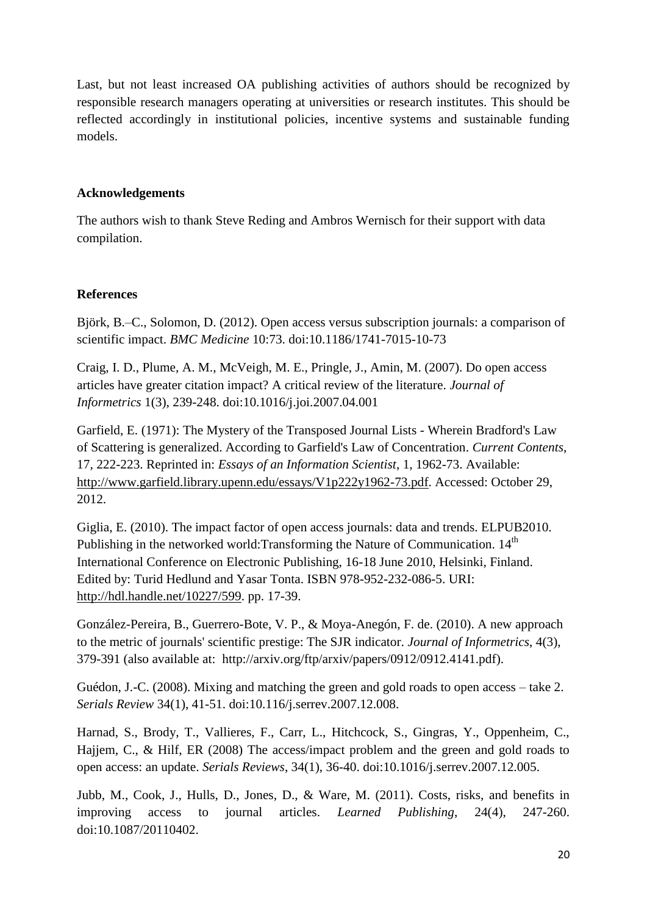Last, but not least increased OA publishing activities of authors should be recognized by responsible research managers operating at universities or research institutes. This should be reflected accordingly in institutional policies, incentive systems and sustainable funding models.

## Acknowledgements

The authors wish to thank Steve Reding and Ambros Wernisch for their support with data compilation.

## References

Björk, B.–C., Solomon, D. (2012). Open access versus subscription journals: a comparison of scientific impact. *BMC Medicine* 10:73. doi:10.1186/1741-7015-10-73

Craig, I. D., Plume, A. M., McVeigh, M. E., Pringle, J., Amin, M. (2007). Do open access articles have greater citation impact? A critical review of the literature. *Journal of Informetrics* 1(3), 239-248. doi:10.1016/j.joi.2007.04.001

Garfield, E. (1971): The Mystery of the Transposed Journal Lists - Wherein Bradford's Law of Scattering is generalized. According to Garfield's Law of Concentration. *Current Contents*, 17, 222-223. Reprinted in: *Essays of an Information Scientist*, 1, 1962-73. Available: http://www.garfield.library.upenn.edu/essays/V1p222y1962-73.pdf. Accessed: October 29, 2012.

Giglia, E. (2010). The impact factor of open access journals: data and trends. ELPUB2010. Publishing in the networked world:Transforming the Nature of Communication. 14th International Conference on Electronic Publishing, 16-18 June 2010, Helsinki, Finland. Edited by: Turid Hedlund and Yasar Tonta. ISBN 978-952-232-086-5. URI: http://hdl.handle.net/10227/599. pp. 17-39.

González-Pereira, B., Guerrero-Bote, V. P., & Moya-Anegón, F. de. (2010). A new approach to the metric of journals' scientific prestige: The SJR indicator. *Journal of Informetrics*, 4(3), 379-391 (also available at: http://arxiv.org/ftp/arxiv/papers/0912/0912.4141.pdf).

Guédon, J.-C. (2008). Mixing and matching the green and gold roads to open access – take 2. *Serials Review* 34(1), 41-51. doi:10.116/j.serrev.2007.12.008.

Harnad, S., Brody, T., Vallieres, F., Carr, L., Hitchcock, S., Gingras, Y., Oppenheim, C., Hajjem, C., & Hilf, ER (2008) The access/impact problem and the green and gold roads to open access: an update. *Serials Reviews*, 34(1), 36-40. doi:10.1016/j.serrev.2007.12.005.

Jubb, M., Cook, J., Hulls, D., Jones, D., & Ware, M. (2011). Costs, risks, and benefits in improving access to journal articles. *Learned Publishing*, 24(4), 247-260. doi:10.1087/20110402.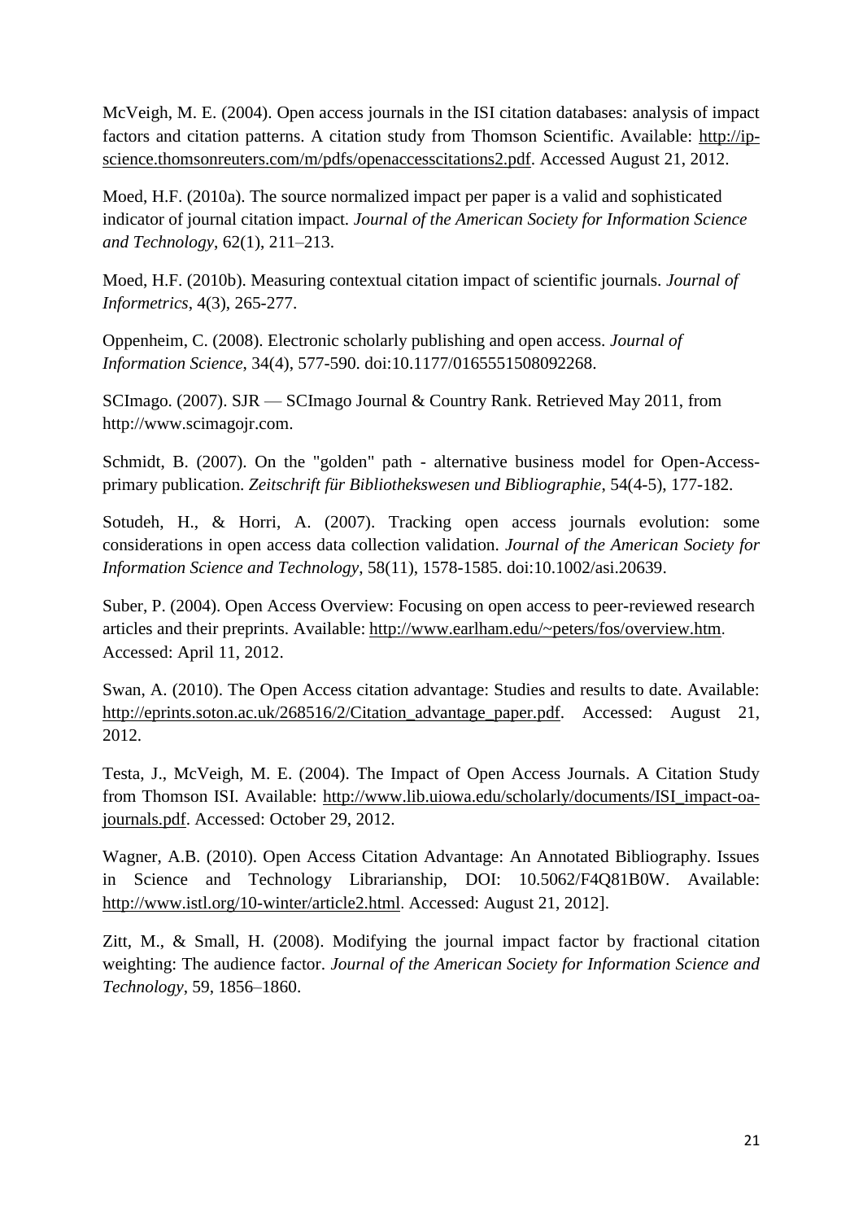McVeigh, M. E. (2004). Open access journals in the ISI citation databases: analysis of impact factors and citation patterns. A citation study from Thomson Scientific. Available: http://ip-science.thomsonreuters.com/m/pdfs/openaccesscitations2.pdf. Accessed August 21, 2012.

Moed, H.F. (2010a). The source normalized impact per paper is a valid and sophisticated indicator of journal citation impact. *Journal of the American Society for Information Science and Technology*, 62(1), 211–213.

Moed, H.F. (2010b). Measuring contextual citation impact of scientific journals. *Journal of Informetrics*, 4(3), 265-277.

Oppenheim, C. (2008). Electronic scholarly publishing and open access. *Journal of Information Science*, 34(4), 577-590. doi:10.1177/0165551508092268.

SCImago. (2007). SJR — SCImago Journal & Country Rank. Retrieved May 2011, from http://www.scimagojr.com.

Schmidt, B. (2007). On the "golden" path - alternative business model for Open-Access-primary publication. *Zeitschrift für Bibliothekswesen und Bibliographie*, 54(4-5), 177-182.

Sotudeh, H., & Horri, A. (2007). Tracking open access journals evolution: some considerations in open access data collection validation. *Journal of the American Society for Information Science and Technology*, 58(11), 1578-1585. doi:10.1002/asi.20639.

Suber, P. (2004). Open Access Overview: Focusing on open access to peer-reviewed research articles and their preprints. Available: http://www.earlham.edu/~peters/fos/overview.htm. Accessed: April 11, 2012.

Swan, A. (2010). The Open Access citation advantage: Studies and results to date. Available: http://eprints.soton.ac.uk/268516/2/Citation_advantage_paper.pdf. Accessed: August 21, 2012.

Testa, J., McVeigh, M. E. (2004). The Impact of Open Access Journals. A Citation Study from Thomson ISI. Available: http://www.lib.uiowa.edu/scholarly/documents/ISI_impact-oa-journals.pdf. Accessed: October 29, 2012.

Wagner, A.B. (2010). Open Access Citation Advantage: An Annotated Bibliography. Issues in Science and Technology Librarianship, DOI: 10.5062/F4Q81B0W. Available: http://www.istl.org/10-winter/article2.html. Accessed: August 21, 2012].

Zitt, M., & Small, H. (2008). Modifying the journal impact factor by fractional citation weighting: The audience factor. *Journal of the American Society for Information Science and Technology*, 59, 1856–1860.